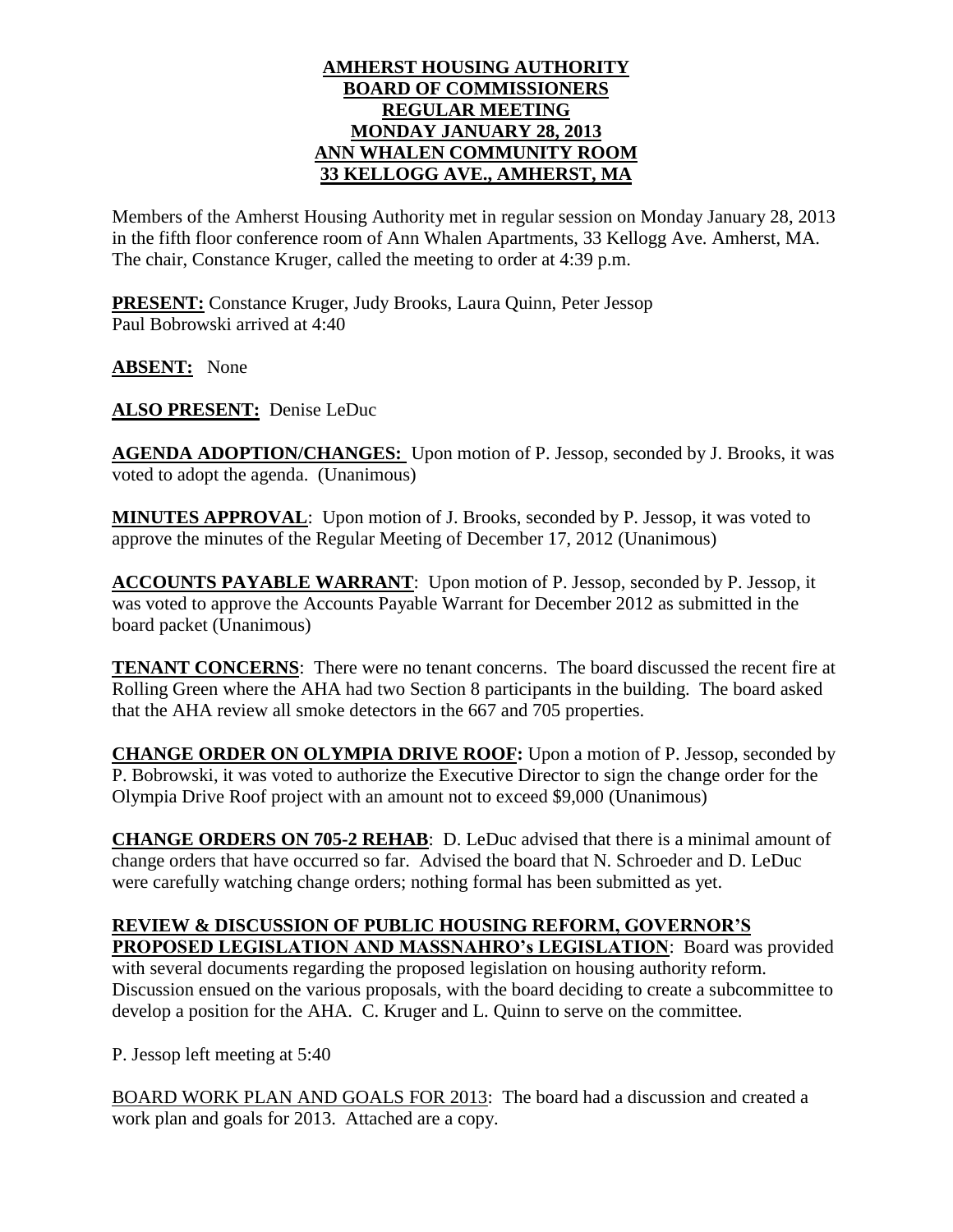**AMHERST HOUSING AUTHORITY**
**BOARD OF COMMISSIONERS**
**REGULAR MEETING**
**MONDAY JANUARY 28, 2013**
**ANN WHALEN COMMUNITY ROOM**
**33 KELLOGG AVE., AMHERST, MA**

Members of the Amherst Housing Authority met in regular session on Monday January 28, 2013 in the fifth floor conference room of Ann Whalen Apartments, 33 Kellogg Ave. Amherst, MA. The chair, Constance Kruger, called the meeting to order at 4:39 p.m.

**PRESENT:** Constance Kruger, Judy Brooks, Laura Quinn, Peter Jessop
Paul Bobrowski arrived at 4:40

**ABSENT:** None

**ALSO PRESENT:** Denise LeDuc

**AGENDA ADOPTION/CHANGES:** Upon motion of P. Jessop, seconded by J. Brooks, it was voted to adopt the agenda. (Unanimous)

**MINUTES APPROVAL**: Upon motion of J. Brooks, seconded by P. Jessop, it was voted to approve the minutes of the Regular Meeting of December 17, 2012 (Unanimous)

**ACCOUNTS PAYABLE WARRANT**: Upon motion of P. Jessop, seconded by P. Jessop, it was voted to approve the Accounts Payable Warrant for December 2012 as submitted in the board packet (Unanimous)

**TENANT CONCERNS**: There were no tenant concerns. The board discussed the recent fire at Rolling Green where the AHA had two Section 8 participants in the building. The board asked that the AHA review all smoke detectors in the 667 and 705 properties.

**CHANGE ORDER ON OLYMPIA DRIVE ROOF:** Upon a motion of P. Jessop, seconded by P. Bobrowski, it was voted to authorize the Executive Director to sign the change order for the Olympia Drive Roof project with an amount not to exceed $9,000 (Unanimous)

**CHANGE ORDERS ON 705-2 REHAB**: D. LeDuc advised that there is a minimal amount of change orders that have occurred so far. Advised the board that N. Schroeder and D. LeDuc were carefully watching change orders; nothing formal has been submitted as yet.

**REVIEW & DISCUSSION OF PUBLIC HOUSING REFORM, GOVERNOR'S PROPOSED LEGISLATION AND MASSNAHRO's LEGISLATION**: Board was provided with several documents regarding the proposed legislation on housing authority reform. Discussion ensued on the various proposals, with the board deciding to create a subcommittee to develop a position for the AHA. C. Kruger and L. Quinn to serve on the committee.

P. Jessop left meeting at 5:40

BOARD WORK PLAN AND GOALS FOR 2013: The board had a discussion and created a work plan and goals for 2013. Attached are a copy.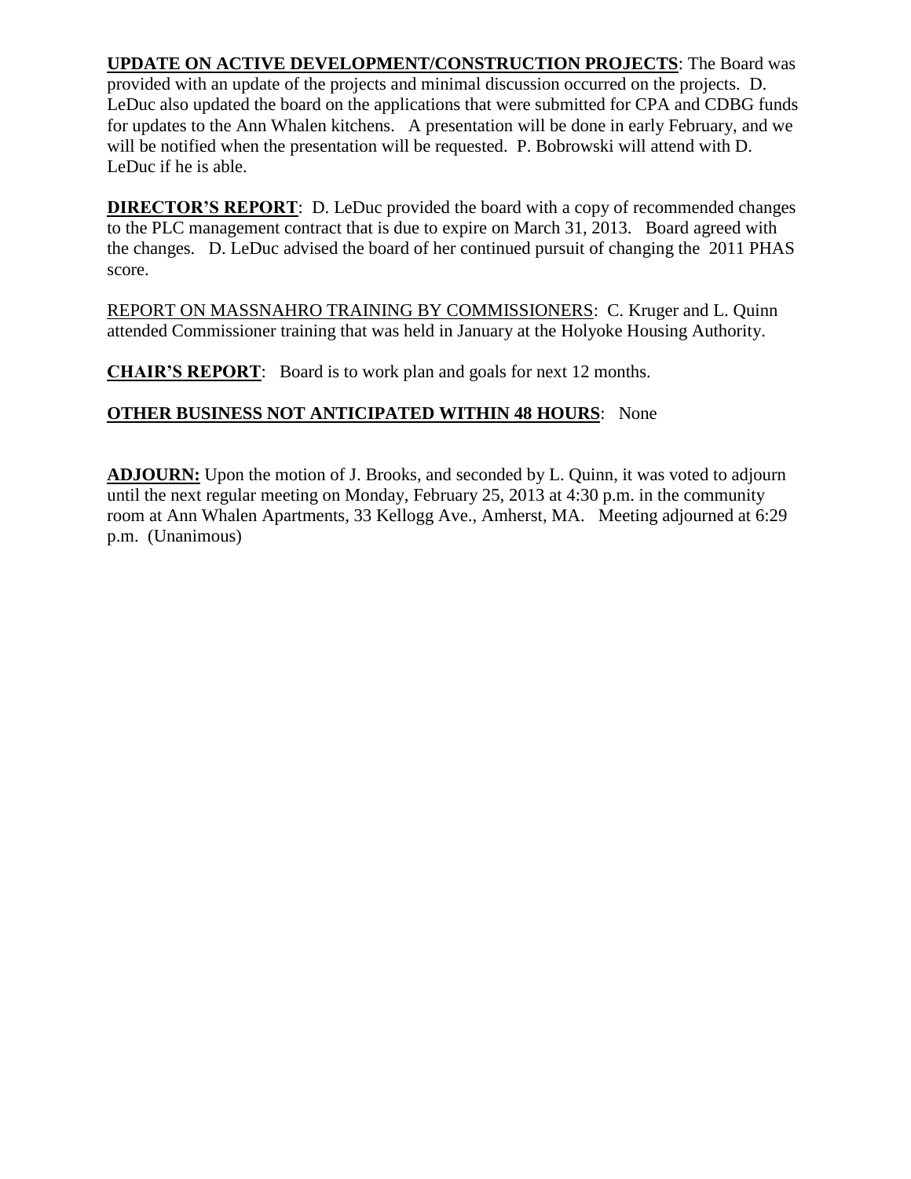**UPDATE ON ACTIVE DEVELOPMENT/CONSTRUCTION PROJECTS**: The Board was provided with an update of the projects and minimal discussion occurred on the projects. D. LeDuc also updated the board on the applications that were submitted for CPA and CDBG funds for updates to the Ann Whalen kitchens. A presentation will be done in early February, and we will be notified when the presentation will be requested. P. Bobrowski will attend with D. LeDuc if he is able.

**DIRECTOR'S REPORT**: D. LeDuc provided the board with a copy of recommended changes to the PLC management contract that is due to expire on March 31, 2013. Board agreed with the changes. D. LeDuc advised the board of her continued pursuit of changing the 2011 PHAS score.

REPORT ON MASSNAHRO TRAINING BY COMMISSIONERS: C. Kruger and L. Quinn attended Commissioner training that was held in January at the Holyoke Housing Authority.

**CHAIR'S REPORT**: Board is to work plan and goals for next 12 months.

**OTHER BUSINESS NOT ANTICIPATED WITHIN 48 HOURS**: None

**ADJOURN:** Upon the motion of J. Brooks, and seconded by L. Quinn, it was voted to adjourn until the next regular meeting on Monday, February 25, 2013 at 4:30 p.m. in the community room at Ann Whalen Apartments, 33 Kellogg Ave., Amherst, MA. Meeting adjourned at 6:29 p.m. (Unanimous)